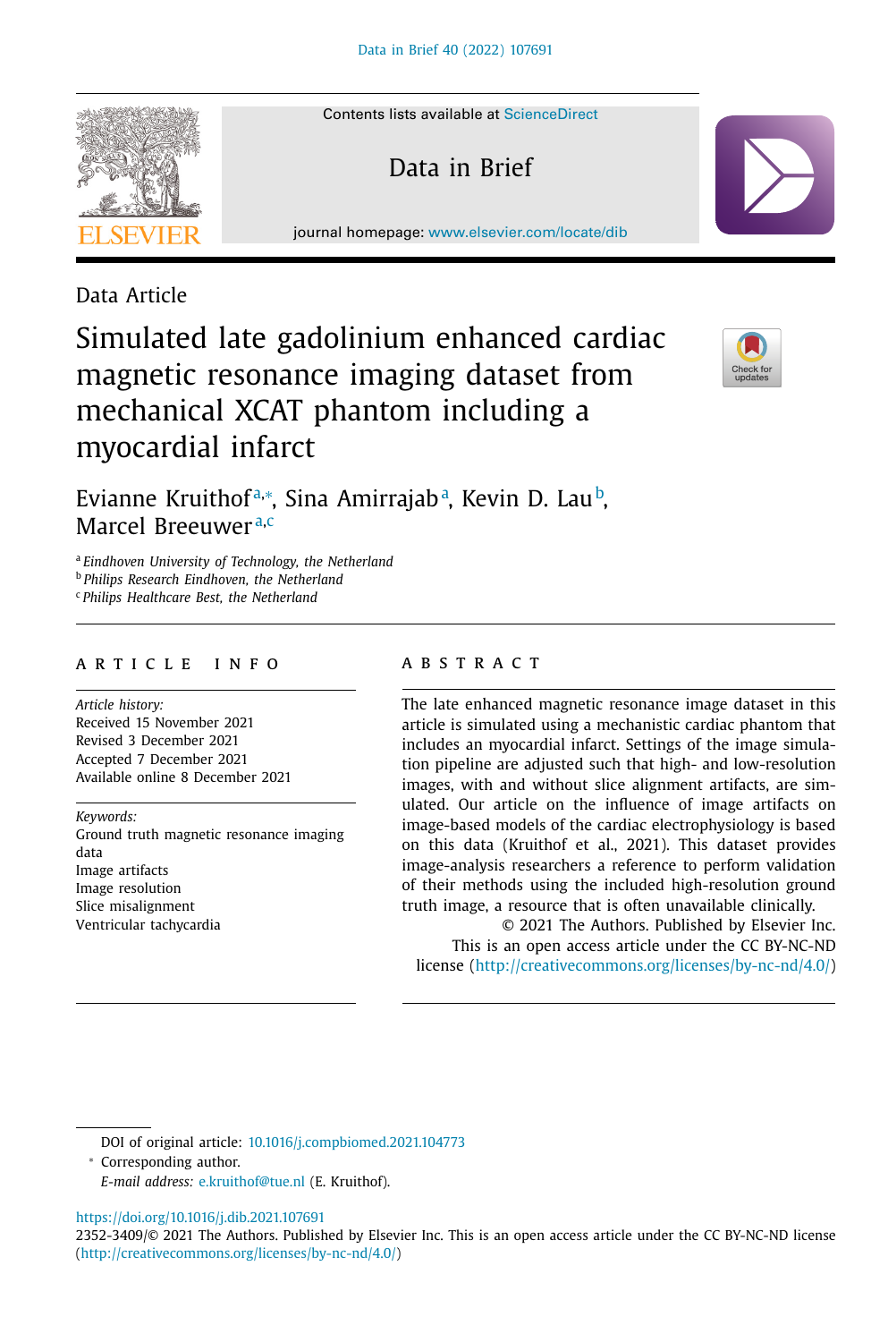Data Article

# Simulated late gadolinium enhanced cardiac magnetic resonance imaging dataset from mechanical XCAT phantom including a myocardial infarct

Evianne Kruithof[a,*], Sina Amirrajab[a], Kevin D. Lau[b], Marcel Breeuwer[a,c]

[a] *Eindhoven University of Technology, the Netherland*
[b] *Philips Research Eindhoven, the Netherland*
[c] *Philips Healthcare Best, the Netherland*

## ARTICLE INFO

*Article history:*
Received 15 November 2021
Revised 3 December 2021
Accepted 7 December 2021
Available online 8 December 2021

*Keywords:*
Ground truth magnetic resonance imaging data
Image artifacts
Image resolution
Slice misalignment
Ventricular tachycardia

## ABSTRACT

The late enhanced magnetic resonance image dataset in this article is simulated using a mechanistic cardiac phantom that includes an myocardial infarct. Settings of the image simulation pipeline are adjusted such that high- and low-resolution images, with and without slice alignment artifacts, are simulated. Our article on the influence of image artifacts on image-based models of the cardiac electrophysiology is based on this data (Kruithof et al., 2021). This dataset provides image-analysis researchers a reference to perform validation of their methods using the included high-resolution ground truth image, a resource that is often unavailable clinically.

© 2021 The Authors. Published by Elsevier Inc. This is an open access article under the CC BY-NC-ND license (http://creativecommons.org/licenses/by-nc-nd/4.0/)

DOI of original article: 10.1016/j.compbiomed.2021.104773

* Corresponding author.
*E-mail address:* e.kruithof@tue.nl (E. Kruithof).

https://doi.org/10.1016/j.dib.2021.107691
2352-3409/© 2021 The Authors. Published by Elsevier Inc. This is an open access article under the CC BY-NC-ND license (http://creativecommons.org/licenses/by-nc-nd/4.0/)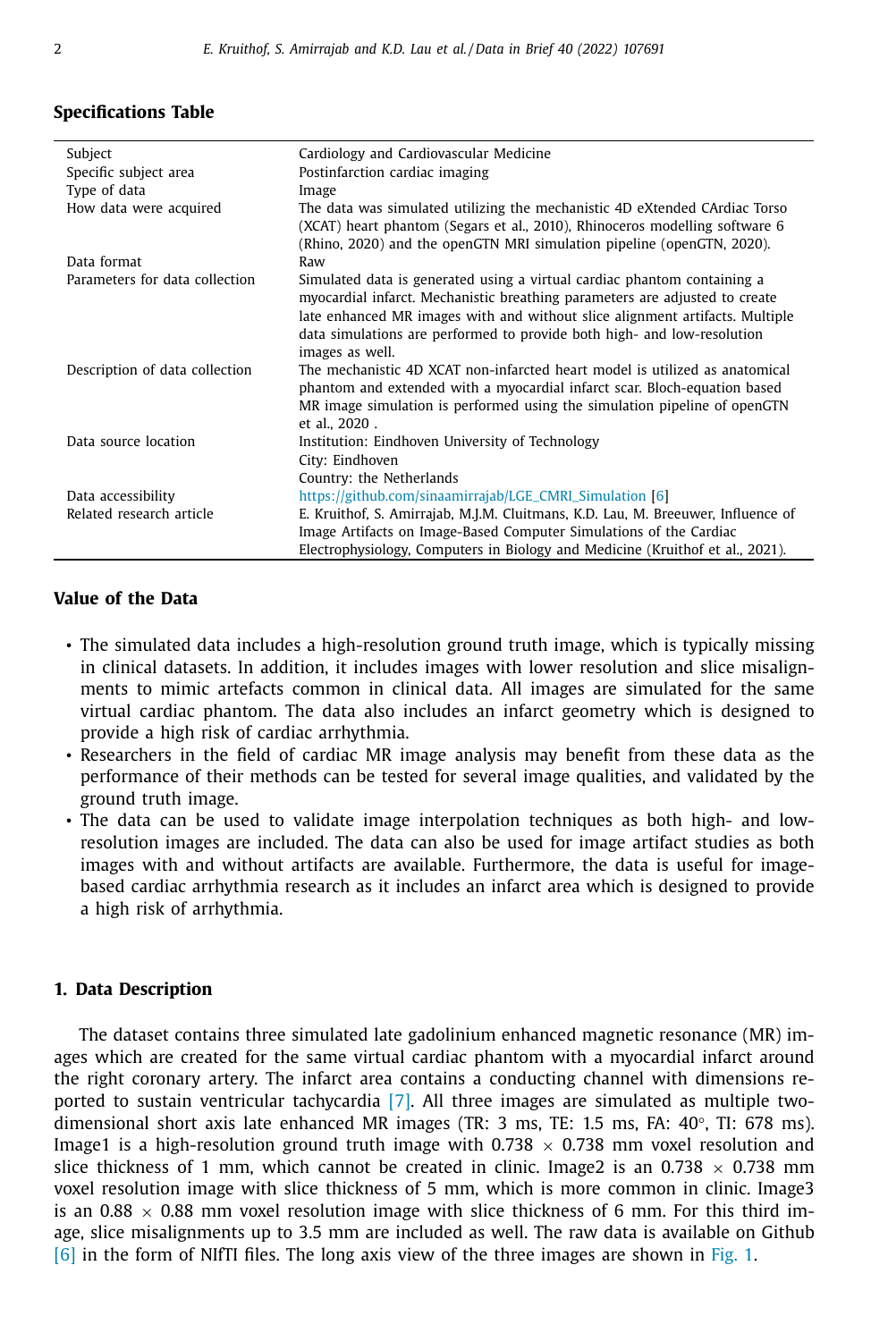## Specifications Table

| | |
|---|---|
| Subject | Cardiology and Cardiovascular Medicine |
| Specific subject area | Postinfarction cardiac imaging |
| Type of data | Image |
| How data were acquired | The data was simulated utilizing the mechanistic 4D eXtended CArdiac Torso (XCAT) heart phantom (Segars et al., 2010), Rhinoceros modelling software 6 (Rhino, 2020) and the openGTN MRI simulation pipeline (openGTN, 2020). |
| Data format | Raw |
| Parameters for data collection | Simulated data is generated using a virtual cardiac phantom containing a myocardial infarct. Mechanistic breathing parameters are adjusted to create late enhanced MR images with and without slice alignment artifacts. Multiple data simulations are performed to provide both high- and low-resolution images as well. |
| Description of data collection | The mechanistic 4D XCAT non-infarcted heart model is utilized as anatomical phantom and extended with a myocardial infarct scar. Bloch-equation based MR image simulation is performed using the simulation pipeline of openGTN et al., 2020 . |
| Data source location | Institution: Eindhoven University of Technology<br>City: Eindhoven<br>Country: the Netherlands |
| Data accessibility | https://github.com/sinaamirrajab/LGE_CMRI_Simulation [6] |
| Related research article | E. Kruithof, S. Amirrajab, M.J.M. Cluitmans, K.D. Lau, M. Breeuwer, Influence of Image Artifacts on Image-Based Computer Simulations of the Cardiac Electrophysiology, Computers in Biology and Medicine (Kruithof et al., 2021). |

## Value of the Data

- The simulated data includes a high-resolution ground truth image, which is typically missing in clinical datasets. In addition, it includes images with lower resolution and slice misalignments to mimic artefacts common in clinical data. All images are simulated for the same virtual cardiac phantom. The data also includes an infarct geometry which is designed to provide a high risk of cardiac arrhythmia.
- Researchers in the field of cardiac MR image analysis may benefit from these data as the performance of their methods can be tested for several image qualities, and validated by the ground truth image.
- The data can be used to validate image interpolation techniques as both high- and low-resolution images are included. The data can also be used for image artifact studies as both images with and without artifacts are available. Furthermore, the data is useful for image-based cardiac arrhythmia research as it includes an infarct area which is designed to provide a high risk of arrhythmia.

## 1. Data Description

The dataset contains three simulated late gadolinium enhanced magnetic resonance (MR) images which are created for the same virtual cardiac phantom with a myocardial infarct around the right coronary artery. The infarct area contains a conducting channel with dimensions reported to sustain ventricular tachycardia [7]. All three images are simulated as multiple two-dimensional short axis late enhanced MR images (TR: 3 ms, TE: 1.5 ms, FA: 40°, TI: 678 ms). Image1 is a high-resolution ground truth image with $0.738 \times 0.738$ mm voxel resolution and slice thickness of 1 mm, which cannot be created in clinic. Image2 is an $0.738 \times 0.738$ mm voxel resolution image with slice thickness of 5 mm, which is more common in clinic. Image3 is an $0.88 \times 0.88$ mm voxel resolution image with slice thickness of 6 mm. For this third image, slice misalignments up to 3.5 mm are included as well. The raw data is available on Github [6] in the form of NIfTI files. The long axis view of the three images are shown in Fig. 1.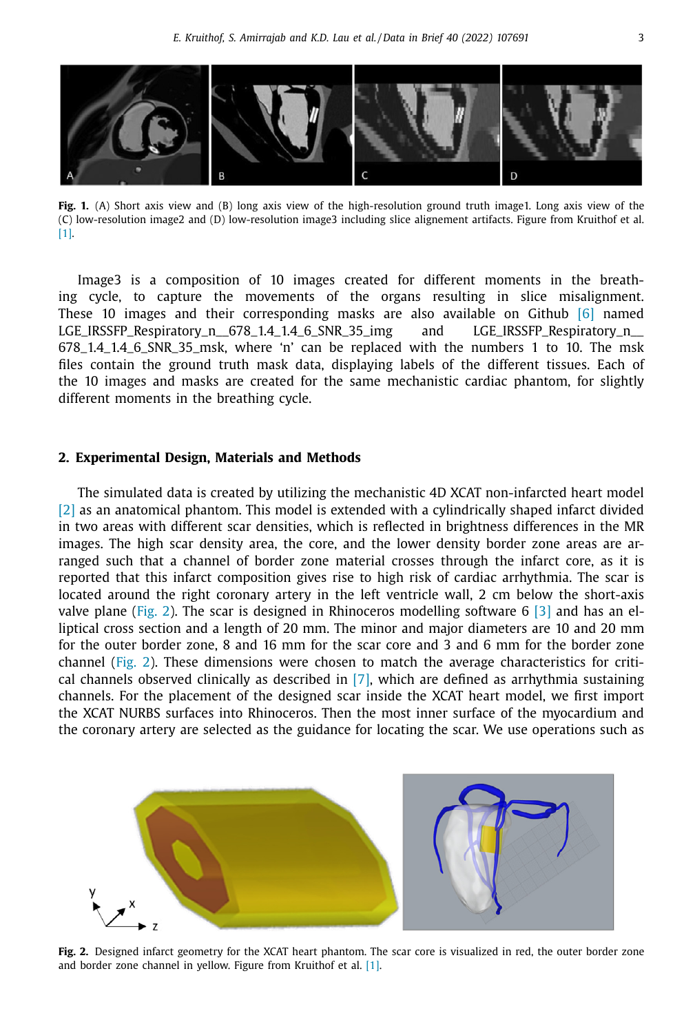**Fig. 1.** (A) Short axis view and (B) long axis view of the high-resolution ground truth image1. Long axis view of the (C) low-resolution image2 and (D) low-resolution image3 including slice alignement artifacts. Figure from Kruithof et al. [1].

Image3 is a composition of 10 images created for different moments in the breathing cycle, to capture the movements of the organs resulting in slice misalignment. These 10 images and their corresponding masks are also available on Github [6] named LGE_IRSSFP_Respiratory_n__678_1.4_1.4_6_SNR_35_img and LGE_IRSSFP_Respiratory_n__678_1.4_1.4_6_SNR_35_msk, where 'n' can be replaced with the numbers 1 to 10. The msk files contain the ground truth mask data, displaying labels of the different tissues. Each of the 10 images and masks are created for the same mechanistic cardiac phantom, for slightly different moments in the breathing cycle.

## 2. Experimental Design, Materials and Methods

The simulated data is created by utilizing the mechanistic 4D XCAT non-infarcted heart model [2] as an anatomical phantom. This model is extended with a cylindrically shaped infarct divided in two areas with different scar densities, which is reflected in brightness differences in the MR images. The high scar density area, the core, and the lower density border zone areas are arranged such that a channel of border zone material crosses through the infarct core, as it is reported that this infarct composition gives rise to high risk of cardiac arrhythmia. The scar is located around the right coronary artery in the left ventricle wall, 2 cm below the short-axis valve plane (Fig. 2). The scar is designed in Rhinoceros modelling software 6 [3] and has an elliptical cross section and a length of 20 mm. The minor and major diameters are 10 and 20 mm for the outer border zone, 8 and 16 mm for the scar core and 3 and 6 mm for the border zone channel (Fig. 2). These dimensions were chosen to match the average characteristics for critical channels observed clinically as described in [7], which are defined as arrhythmia sustaining channels. For the placement of the designed scar inside the XCAT heart model, we first import the XCAT NURBS surfaces into Rhinoceros. Then the most inner surface of the myocardium and the coronary artery are selected as the guidance for locating the scar. We use operations such as

**Fig. 2.** Designed infarct geometry for the XCAT heart phantom. The scar core is visualized in red, the outer border zone and border zone channel in yellow. Figure from Kruithof et al. [1].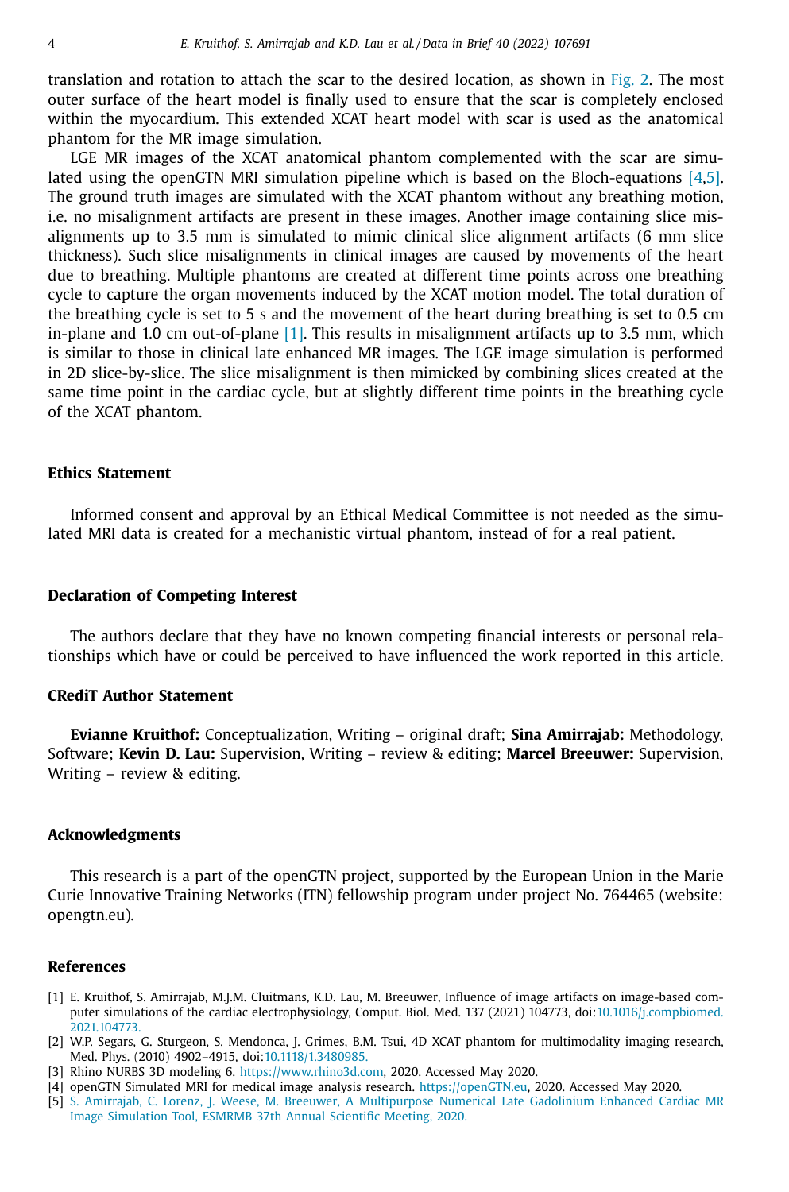translation and rotation to attach the scar to the desired location, as shown in Fig. 2. The most outer surface of the heart model is finally used to ensure that the scar is completely enclosed within the myocardium. This extended XCAT heart model with scar is used as the anatomical phantom for the MR image simulation.

LGE MR images of the XCAT anatomical phantom complemented with the scar are simulated using the openGTN MRI simulation pipeline which is based on the Bloch-equations [4,5]. The ground truth images are simulated with the XCAT phantom without any breathing motion, i.e. no misalignment artifacts are present in these images. Another image containing slice misalignments up to 3.5 mm is simulated to mimic clinical slice alignment artifacts (6 mm slice thickness). Such slice misalignments in clinical images are caused by movements of the heart due to breathing. Multiple phantoms are created at different time points across one breathing cycle to capture the organ movements induced by the XCAT motion model. The total duration of the breathing cycle is set to 5 s and the movement of the heart during breathing is set to 0.5 cm in-plane and 1.0 cm out-of-plane [1]. This results in misalignment artifacts up to 3.5 mm, which is similar to those in clinical late enhanced MR images. The LGE image simulation is performed in 2D slice-by-slice. The slice misalignment is then mimicked by combining slices created at the same time point in the cardiac cycle, but at slightly different time points in the breathing cycle of the XCAT phantom.

## Ethics Statement

Informed consent and approval by an Ethical Medical Committee is not needed as the simulated MRI data is created for a mechanistic virtual phantom, instead of for a real patient.

## Declaration of Competing Interest

The authors declare that they have no known competing financial interests or personal relationships which have or could be perceived to have influenced the work reported in this article.

## CRediT Author Statement

**Evianne Kruithof:** Conceptualization, Writing – original draft; **Sina Amirrajab:** Methodology, Software; **Kevin D. Lau:** Supervision, Writing – review & editing; **Marcel Breeuwer:** Supervision, Writing – review & editing.

## Acknowledgments

This research is a part of the openGTN project, supported by the European Union in the Marie Curie Innovative Training Networks (ITN) fellowship program under project No. 764465 (website: opengtn.eu).

## References

[1] E. Kruithof, S. Amirrajab, M.J.M. Cluitmans, K.D. Lau, M. Breeuwer, Influence of image artifacts on image-based computer simulations of the cardiac electrophysiology, Comput. Biol. Med. 137 (2021) 104773, doi:10.1016/j.compbiomed.2021.104773.

[2] W.P. Segars, G. Sturgeon, S. Mendonca, J. Grimes, B.M. Tsui, 4D XCAT phantom for multimodality imaging research, Med. Phys. (2010) 4902–4915, doi:10.1118/1.3480985.

[3] Rhino NURBS 3D modeling 6. https://www.rhino3d.com, 2020. Accessed May 2020.

[4] openGTN Simulated MRI for medical image analysis research. https://openGTN.eu, 2020. Accessed May 2020.

[5] S. Amirrajab, C. Lorenz, J. Weese, M. Breeuwer, A Multipurpose Numerical Late Gadolinium Enhanced Cardiac MR Image Simulation Tool, ESMRMB 37th Annual Scientific Meeting, 2020.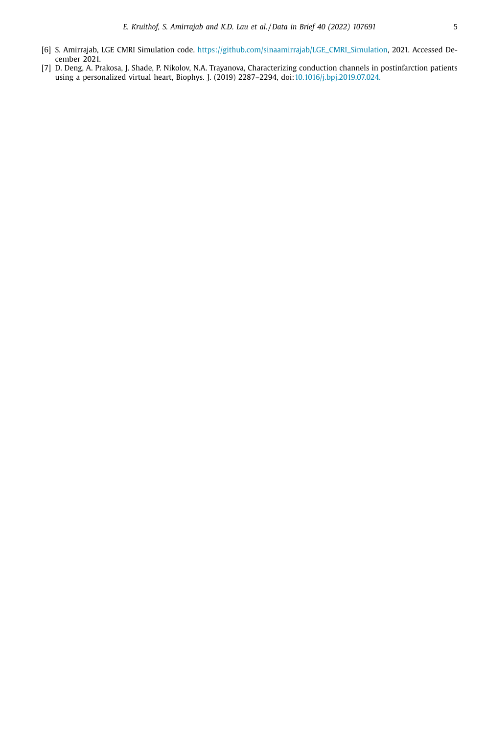[6] S. Amirrajab, LGE CMRI Simulation code. https://github.com/sinaamirrajab/LGE_CMRI_Simulation, 2021. Accessed December 2021.

[7] D. Deng, A. Prakosa, J. Shade, P. Nikolov, N.A. Trayanova, Characterizing conduction channels in postinfarction patients using a personalized virtual heart, Biophys. J. (2019) 2287–2294, doi:10.1016/j.bpj.2019.07.024.